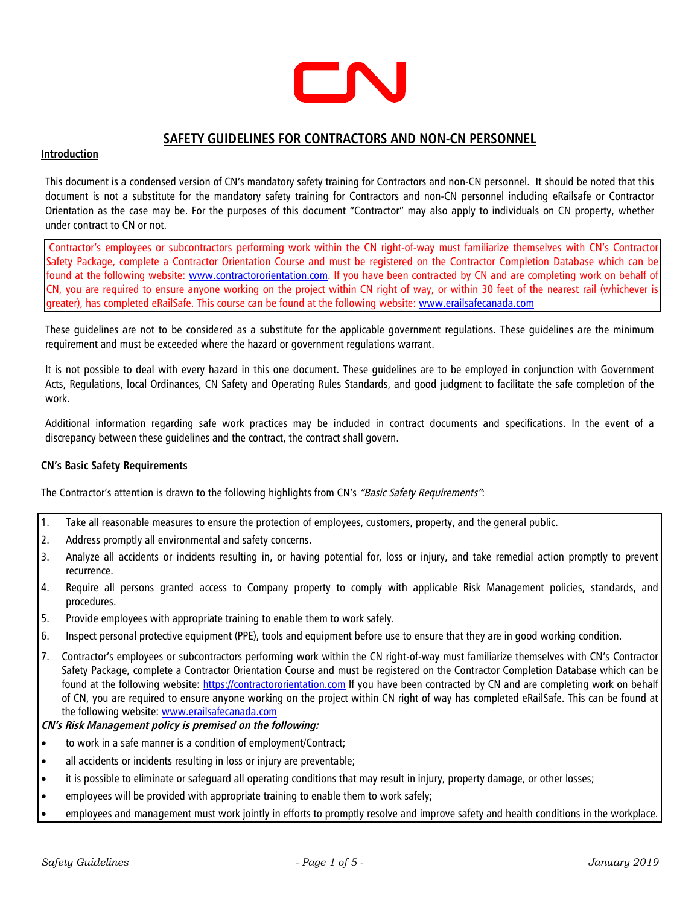# SAFETY GUIDELINES FOR CONTRACTORS AND NON-CN PERSONNEL

## Introduction

This document is a condensed version of CN's mandatory safety training for Contractors and non-CN personnel. It should be noted that this document is not a substitute for the mandatory safety training for Contractors and non-CN personnel including eRailsafe or Contractor Orientation as the case may be. For the purposes of this document "Contractor" may also apply to individuals on CN property, whether under contract to CN or not.

Contractor's employees or subcontractors performing work within the CN right-of-way must familiarize themselves with CN's Contractor Safety Package, complete a Contractor Orientation Course and must be registered on the Contractor Completion Database which can be found at the following website: www.contractororientation.com. If you have been contracted by CN and are completing work on behalf of CN, you are required to ensure anyone working on the project within CN right of way, or within 30 feet of the nearest rail (whichever is greater), has completed eRailSafe. This course can be found at the following website: www.erailsafecanada.com

These guidelines are not to be considered as a substitute for the applicable government regulations. These guidelines are the minimum requirement and must be exceeded where the hazard or government regulations warrant.

It is not possible to deal with every hazard in this one document. These guidelines are to be employed in conjunction with Government Acts, Regulations, local Ordinances, CN Safety and Operating Rules Standards, and good judgment to facilitate the safe completion of the work.

Additional information regarding safe work practices may be included in contract documents and specifications. In the event of a discrepancy between these guidelines and the contract, the contract shall govern.

## CN's Basic Safety Requirements

The Contractor's attention is drawn to the following highlights from CN's *"Basic Safety Requirements"*:

1. Take all reasonable measures to ensure the protection of employees, customers, property, and the general public.
2. Address promptly all environmental and safety concerns.
3. Analyze all accidents or incidents resulting in, or having potential for, loss or injury, and take remedial action promptly to prevent recurrence.
4. Require all persons granted access to Company property to comply with applicable Risk Management policies, standards, and procedures.
5. Provide employees with appropriate training to enable them to work safely.
6. Inspect personal protective equipment (PPE), tools and equipment before use to ensure that they are in good working condition.
7. Contractor's employees or subcontractors performing work within the CN right-of-way must familiarize themselves with CN's Contractor Safety Package, complete a Contractor Orientation Course and must be registered on the Contractor Completion Database which can be found at the following website: https://contractororientation.com If you have been contracted by CN and are completing work on behalf of CN, you are required to ensure anyone working on the project within CN right of way has completed eRailSafe. This can be found at the following website: www.erailsafecanada.com

***CN's Risk Management policy is premised on the following:***

- to work in a safe manner is a condition of employment/Contract;
- all accidents or incidents resulting in loss or injury are preventable;
- it is possible to eliminate or safeguard all operating conditions that may result in injury, property damage, or other losses;
- employees will be provided with appropriate training to enable them to work safely;
- employees and management must work jointly in efforts to promptly resolve and improve safety and health conditions in the workplace.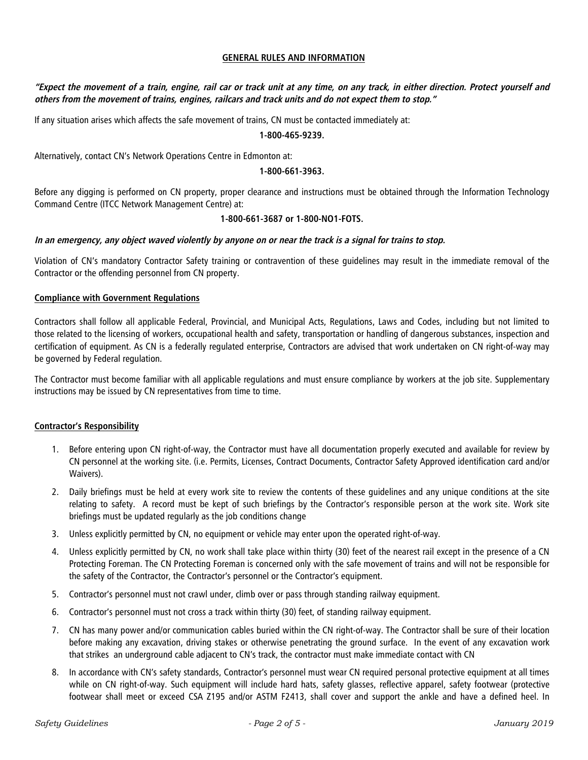## GENERAL RULES AND INFORMATION

***"Expect the movement of a train, engine, rail car or track unit at any time, on any track, in either direction. Protect yourself and others from the movement of trains, engines, railcars and track units and do not expect them to stop."***

If any situation arises which affects the safe movement of trains, CN must be contacted immediately at:

**1-800-465-9239.**

Alternatively, contact CN's Network Operations Centre in Edmonton at:

**1-800-661-3963.**

Before any digging is performed on CN property, proper clearance and instructions must be obtained through the Information Technology Command Centre (ITCC Network Management Centre) at:

**1-800-661-3687 or 1-800-NO1-FOTS.**

***In an emergency, any object waved violently by anyone on or near the track is a signal for trains to stop.***

Violation of CN's mandatory Contractor Safety training or contravention of these guidelines may result in the immediate removal of the Contractor or the offending personnel from CN property.

### Compliance with Government Regulations

Contractors shall follow all applicable Federal, Provincial, and Municipal Acts, Regulations, Laws and Codes, including but not limited to those related to the licensing of workers, occupational health and safety, transportation or handling of dangerous substances, inspection and certification of equipment. As CN is a federally regulated enterprise, Contractors are advised that work undertaken on CN right-of-way may be governed by Federal regulation.

The Contractor must become familiar with all applicable regulations and must ensure compliance by workers at the job site. Supplementary instructions may be issued by CN representatives from time to time.

### Contractor's Responsibility

1. Before entering upon CN right-of-way, the Contractor must have all documentation properly executed and available for review by CN personnel at the working site. (i.e. Permits, Licenses, Contract Documents, Contractor Safety Approved identification card and/or Waivers).
2. Daily briefings must be held at every work site to review the contents of these guidelines and any unique conditions at the site relating to safety. A record must be kept of such briefings by the Contractor's responsible person at the work site. Work site briefings must be updated regularly as the job conditions change
3. Unless explicitly permitted by CN, no equipment or vehicle may enter upon the operated right-of-way.
4. Unless explicitly permitted by CN, no work shall take place within thirty (30) feet of the nearest rail except in the presence of a CN Protecting Foreman. The CN Protecting Foreman is concerned only with the safe movement of trains and will not be responsible for the safety of the Contractor, the Contractor's personnel or the Contractor's equipment.
5. Contractor's personnel must not crawl under, climb over or pass through standing railway equipment.
6. Contractor's personnel must not cross a track within thirty (30) feet, of standing railway equipment.
7. CN has many power and/or communication cables buried within the CN right-of-way. The Contractor shall be sure of their location before making any excavation, driving stakes or otherwise penetrating the ground surface. In the event of any excavation work that strikes an underground cable adjacent to CN's track, the contractor must make immediate contact with CN
8. In accordance with CN's safety standards, Contractor's personnel must wear CN required personal protective equipment at all times while on CN right-of-way. Such equipment will include hard hats, safety glasses, reflective apparel, safety footwear (protective footwear shall meet or exceed CSA Z195 and/or ASTM F2413, shall cover and support the ankle and have a defined heel. In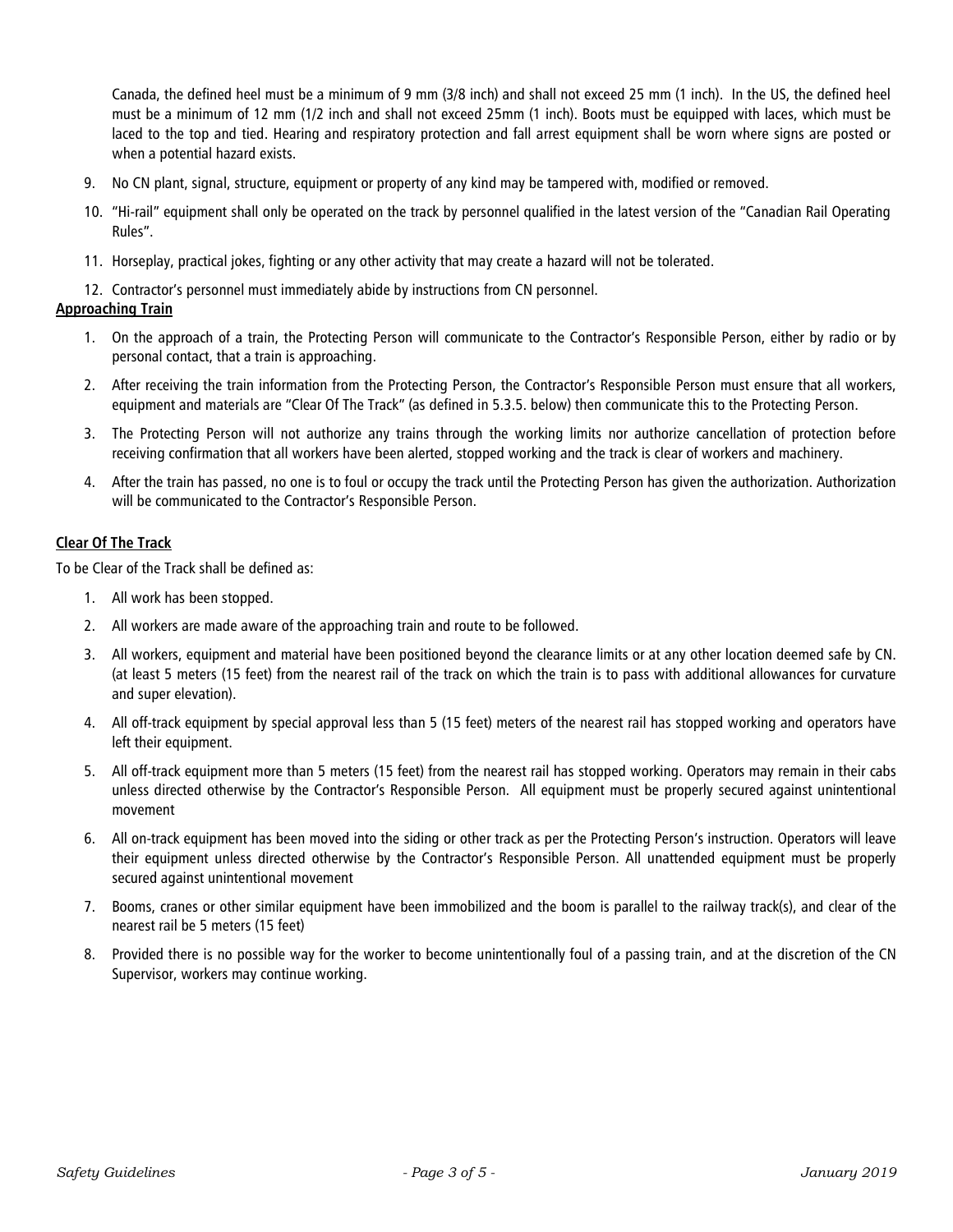Canada, the defined heel must be a minimum of 9 mm (3/8 inch) and shall not exceed 25 mm (1 inch). In the US, the defined heel must be a minimum of 12 mm (1/2 inch and shall not exceed 25mm (1 inch). Boots must be equipped with laces, which must be laced to the top and tied. Hearing and respiratory protection and fall arrest equipment shall be worn where signs are posted or when a potential hazard exists.

9. No CN plant, signal, structure, equipment or property of any kind may be tampered with, modified or removed.
10. "Hi-rail" equipment shall only be operated on the track by personnel qualified in the latest version of the "Canadian Rail Operating Rules".
11. Horseplay, practical jokes, fighting or any other activity that may create a hazard will not be tolerated.
12. Contractor's personnel must immediately abide by instructions from CN personnel.

**Approaching Train**

1. On the approach of a train, the Protecting Person will communicate to the Contractor's Responsible Person, either by radio or by personal contact, that a train is approaching.
2. After receiving the train information from the Protecting Person, the Contractor's Responsible Person must ensure that all workers, equipment and materials are "Clear Of The Track" (as defined in 5.3.5. below) then communicate this to the Protecting Person.
3. The Protecting Person will not authorize any trains through the working limits nor authorize cancellation of protection before receiving confirmation that all workers have been alerted, stopped working and the track is clear of workers and machinery.
4. After the train has passed, no one is to foul or occupy the track until the Protecting Person has given the authorization. Authorization will be communicated to the Contractor's Responsible Person.

**Clear Of The Track**

To be Clear of the Track shall be defined as:

1. All work has been stopped.
2. All workers are made aware of the approaching train and route to be followed.
3. All workers, equipment and material have been positioned beyond the clearance limits or at any other location deemed safe by CN. (at least 5 meters (15 feet) from the nearest rail of the track on which the train is to pass with additional allowances for curvature and super elevation).
4. All off-track equipment by special approval less than 5 (15 feet) meters of the nearest rail has stopped working and operators have left their equipment.
5. All off-track equipment more than 5 meters (15 feet) from the nearest rail has stopped working. Operators may remain in their cabs unless directed otherwise by the Contractor's Responsible Person. All equipment must be properly secured against unintentional movement
6. All on-track equipment has been moved into the siding or other track as per the Protecting Person's instruction. Operators will leave their equipment unless directed otherwise by the Contractor's Responsible Person. All unattended equipment must be properly secured against unintentional movement
7. Booms, cranes or other similar equipment have been immobilized and the boom is parallel to the railway track(s), and clear of the nearest rail be 5 meters (15 feet)
8. Provided there is no possible way for the worker to become unintentionally foul of a passing train, and at the discretion of the CN Supervisor, workers may continue working.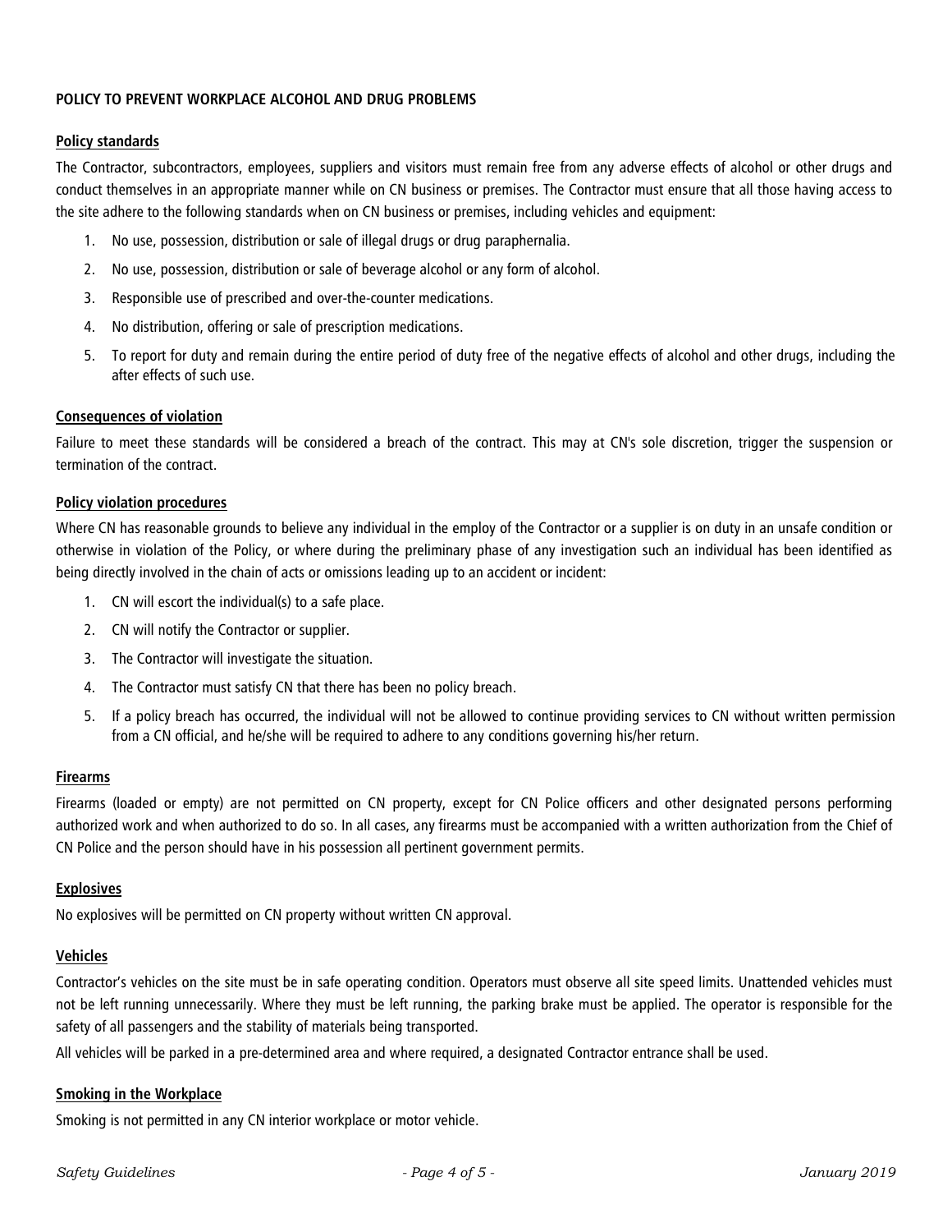## POLICY TO PREVENT WORKPLACE ALCOHOL AND DRUG PROBLEMS

### Policy standards

The Contractor, subcontractors, employees, suppliers and visitors must remain free from any adverse effects of alcohol or other drugs and conduct themselves in an appropriate manner while on CN business or premises. The Contractor must ensure that all those having access to the site adhere to the following standards when on CN business or premises, including vehicles and equipment:

1. No use, possession, distribution or sale of illegal drugs or drug paraphernalia.
2. No use, possession, distribution or sale of beverage alcohol or any form of alcohol.
3. Responsible use of prescribed and over-the-counter medications.
4. No distribution, offering or sale of prescription medications.
5. To report for duty and remain during the entire period of duty free of the negative effects of alcohol and other drugs, including the after effects of such use.

### Consequences of violation

Failure to meet these standards will be considered a breach of the contract. This may at CN's sole discretion, trigger the suspension or termination of the contract.

### Policy violation procedures

Where CN has reasonable grounds to believe any individual in the employ of the Contractor or a supplier is on duty in an unsafe condition or otherwise in violation of the Policy, or where during the preliminary phase of any investigation such an individual has been identified as being directly involved in the chain of acts or omissions leading up to an accident or incident:

1. CN will escort the individual(s) to a safe place.
2. CN will notify the Contractor or supplier.
3. The Contractor will investigate the situation.
4. The Contractor must satisfy CN that there has been no policy breach.
5. If a policy breach has occurred, the individual will not be allowed to continue providing services to CN without written permission from a CN official, and he/she will be required to adhere to any conditions governing his/her return.

### Firearms

Firearms (loaded or empty) are not permitted on CN property, except for CN Police officers and other designated persons performing authorized work and when authorized to do so. In all cases, any firearms must be accompanied with a written authorization from the Chief of CN Police and the person should have in his possession all pertinent government permits.

### Explosives

No explosives will be permitted on CN property without written CN approval.

### Vehicles

Contractor's vehicles on the site must be in safe operating condition. Operators must observe all site speed limits. Unattended vehicles must not be left running unnecessarily. Where they must be left running, the parking brake must be applied. The operator is responsible for the safety of all passengers and the stability of materials being transported.

All vehicles will be parked in a pre-determined area and where required, a designated Contractor entrance shall be used.

### Smoking in the Workplace

Smoking is not permitted in any CN interior workplace or motor vehicle.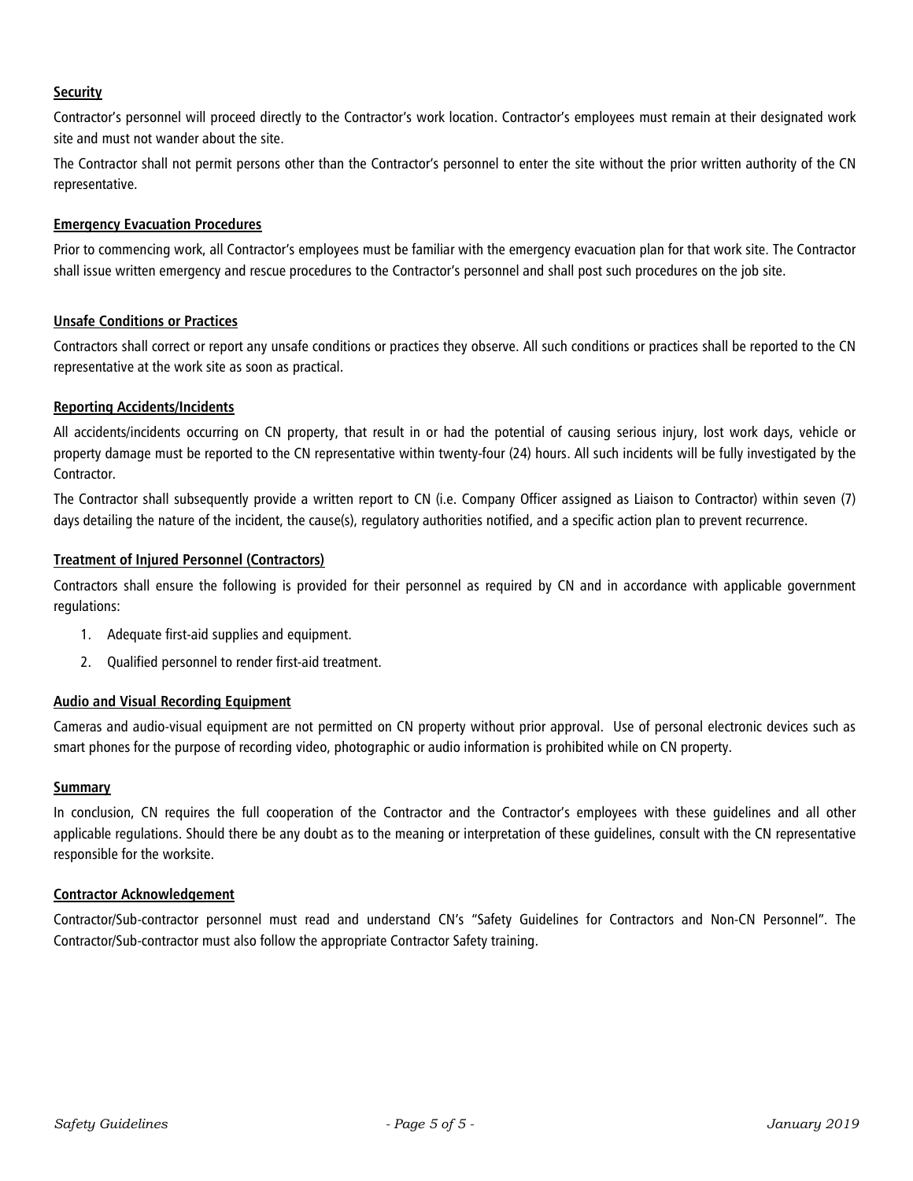**Security**

Contractor's personnel will proceed directly to the Contractor's work location. Contractor's employees must remain at their designated work site and must not wander about the site.

The Contractor shall not permit persons other than the Contractor's personnel to enter the site without the prior written authority of the CN representative.

**Emergency Evacuation Procedures**

Prior to commencing work, all Contractor's employees must be familiar with the emergency evacuation plan for that work site. The Contractor shall issue written emergency and rescue procedures to the Contractor's personnel and shall post such procedures on the job site.

**Unsafe Conditions or Practices**

Contractors shall correct or report any unsafe conditions or practices they observe. All such conditions or practices shall be reported to the CN representative at the work site as soon as practical.

**Reporting Accidents/Incidents**

All accidents/incidents occurring on CN property, that result in or had the potential of causing serious injury, lost work days, vehicle or property damage must be reported to the CN representative within twenty-four (24) hours. All such incidents will be fully investigated by the Contractor.

The Contractor shall subsequently provide a written report to CN (i.e. Company Officer assigned as Liaison to Contractor) within seven (7) days detailing the nature of the incident, the cause(s), regulatory authorities notified, and a specific action plan to prevent recurrence.

**Treatment of Injured Personnel (Contractors)**

Contractors shall ensure the following is provided for their personnel as required by CN and in accordance with applicable government regulations:

1. Adequate first-aid supplies and equipment.
2. Qualified personnel to render first-aid treatment.

**Audio and Visual Recording Equipment**

Cameras and audio-visual equipment are not permitted on CN property without prior approval. Use of personal electronic devices such as smart phones for the purpose of recording video, photographic or audio information is prohibited while on CN property.

**Summary**

In conclusion, CN requires the full cooperation of the Contractor and the Contractor's employees with these guidelines and all other applicable regulations. Should there be any doubt as to the meaning or interpretation of these guidelines, consult with the CN representative responsible for the worksite.

**Contractor Acknowledgement**

Contractor/Sub-contractor personnel must read and understand CN's "Safety Guidelines for Contractors and Non-CN Personnel". The Contractor/Sub-contractor must also follow the appropriate Contractor Safety training.